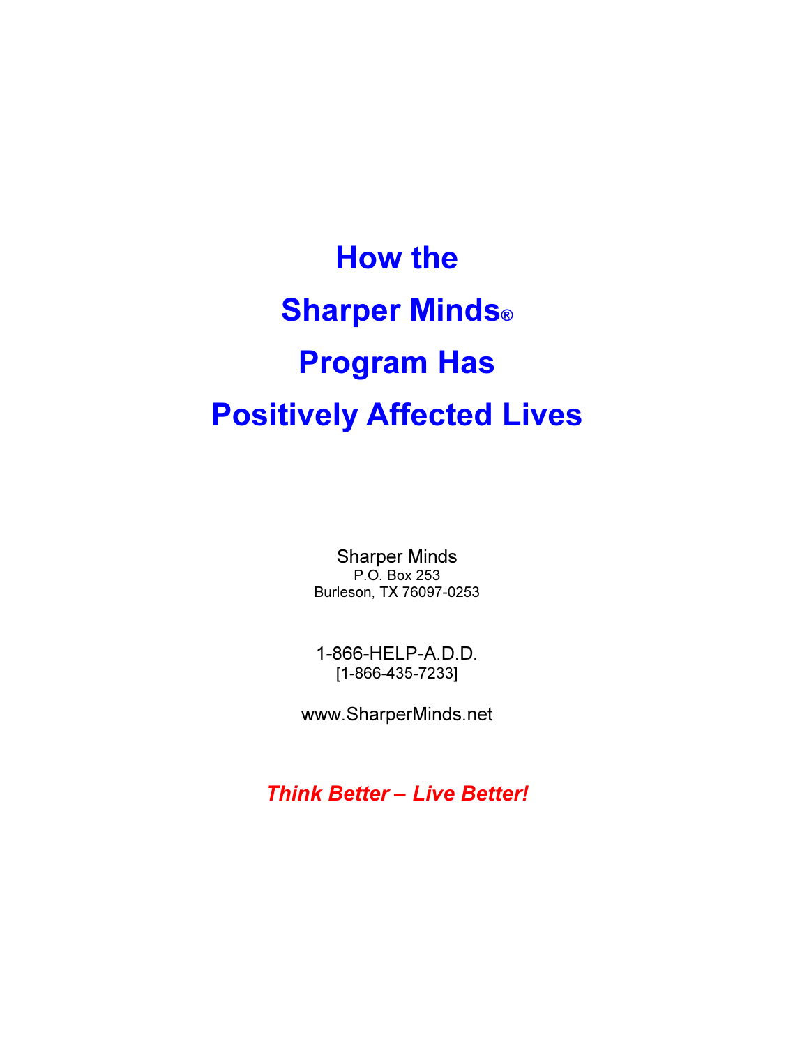# How the Sharper Minds® Program Has Positively Affected Lives

Sharper Minds
P.O. Box 253
Burleson, TX 76097-0253

1-866-HELP-A.D.D.
[1-866-435-7233]

www.SharperMinds.net

***Think Better – Live Better!***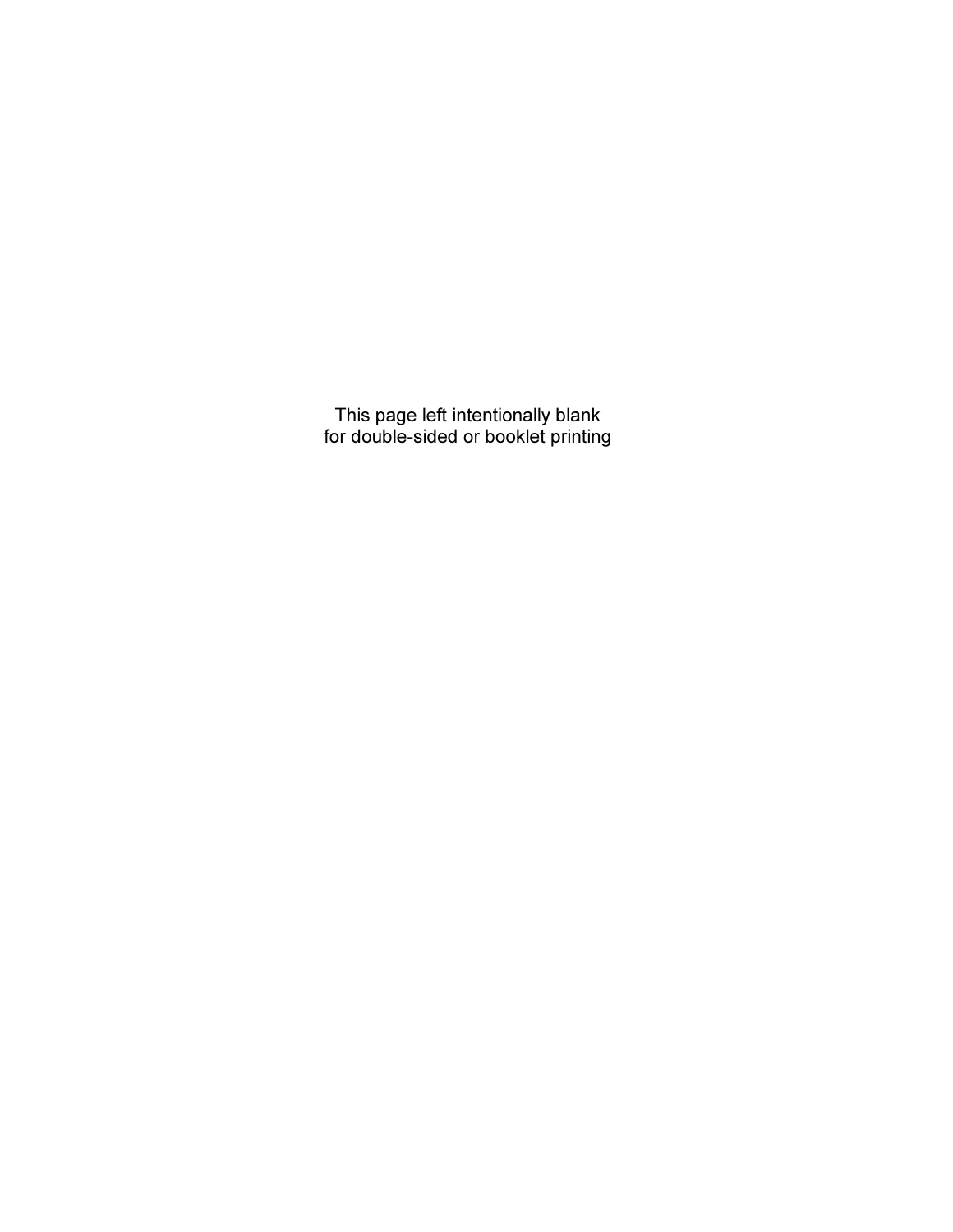This page left intentionally blank
for double-sided or booklet printing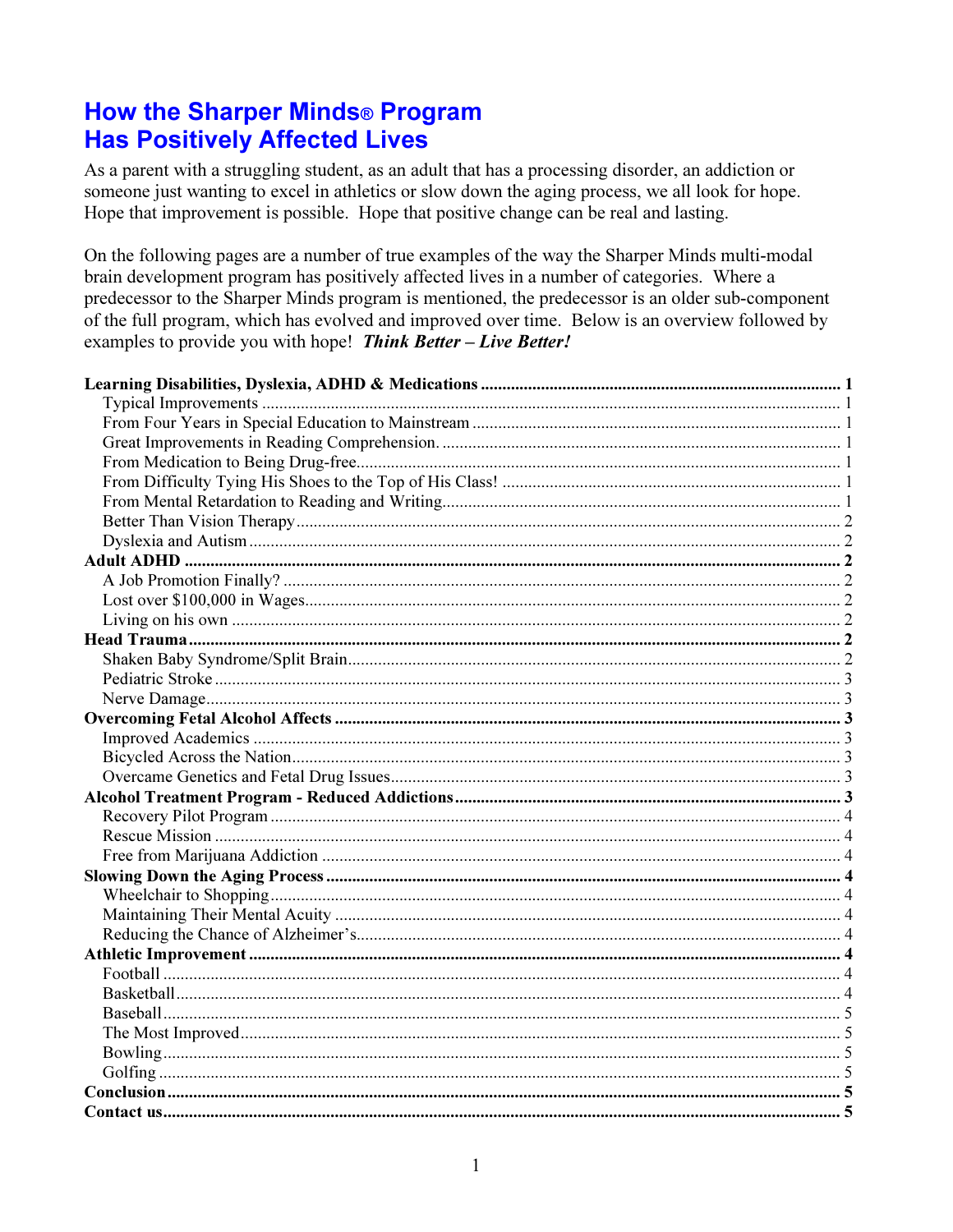# How the Sharper Minds® Program Has Positively Affected Lives

As a parent with a struggling student, as an adult that has a processing disorder, an addiction or someone just wanting to excel in athletics or slow down the aging process, we all look for hope. Hope that improvement is possible. Hope that positive change can be real and lasting.

On the following pages are a number of true examples of the way the Sharper Minds multi-modal brain development program has positively affected lives in a number of categories. Where a predecessor to the Sharper Minds program is mentioned, the predecessor is an older sub-component of the full program, which has evolved and improved over time. Below is an overview followed by examples to provide you with hope! ***Think Better – Live Better!***

**Learning Disabilities, Dyslexia, ADHD & Medications** ..... **1**
- Typical Improvements ..... 1
- From Four Years in Special Education to Mainstream ..... 1
- Great Improvements in Reading Comprehension. ..... 1
- From Medication to Being Drug-free ..... 1
- From Difficulty Tying His Shoes to the Top of His Class! ..... 1
- From Mental Retardation to Reading and Writing ..... 1
- Better Than Vision Therapy ..... 2
- Dyslexia and Autism ..... 2

**Adult ADHD** ..... **2**
- A Job Promotion Finally? ..... 2
- Lost over $100,000 in Wages ..... 2
- Living on his own ..... 2

**Head Trauma** ..... **2**
- Shaken Baby Syndrome/Split Brain ..... 2
- Pediatric Stroke ..... 3
- Nerve Damage ..... 3

**Overcoming Fetal Alcohol Affects** ..... **3**
- Improved Academics ..... 3
- Bicycled Across the Nation ..... 3
- Overcame Genetics and Fetal Drug Issues ..... 3

**Alcohol Treatment Program - Reduced Addictions** ..... **3**
- Recovery Pilot Program ..... 4
- Rescue Mission ..... 4
- Free from Marijuana Addiction ..... 4

**Slowing Down the Aging Process** ..... **4**
- Wheelchair to Shopping ..... 4
- Maintaining Their Mental Acuity ..... 4
- Reducing the Chance of Alzheimer's ..... 4

**Athletic Improvement** ..... **4**
- Football ..... 4
- Basketball ..... 4
- Baseball ..... 5
- The Most Improved ..... 5
- Bowling ..... 5
- Golfing ..... 5

**Conclusion** ..... **5**

**Contact us** ..... **5**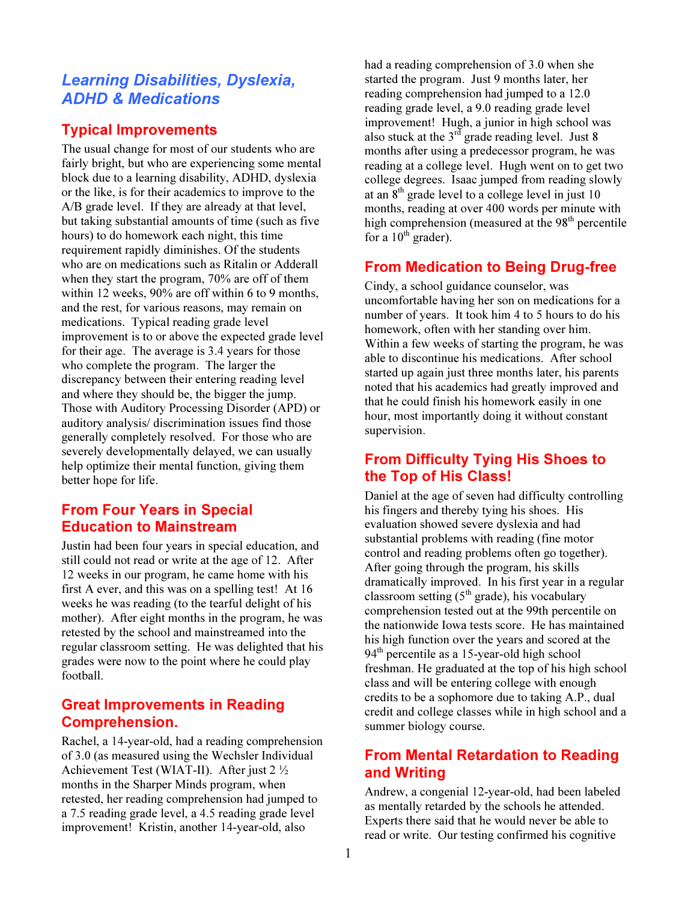# Learning Disabilities, Dyslexia, ADHD & Medications

## Typical Improvements

The usual change for most of our students who are fairly bright, but who are experiencing some mental block due to a learning disability, ADHD, dyslexia or the like, is for their academics to improve to the A/B grade level. If they are already at that level, but taking substantial amounts of time (such as five hours) to do homework each night, this time requirement rapidly diminishes. Of the students who are on medications such as Ritalin or Adderall when they start the program, 70% are off of them within 12 weeks, 90% are off within 6 to 9 months, and the rest, for various reasons, may remain on medications. Typical reading grade level improvement is to or above the expected grade level for their age. The average is 3.4 years for those who complete the program. The larger the discrepancy between their entering reading level and where they should be, the bigger the jump. Those with Auditory Processing Disorder (APD) or auditory analysis/ discrimination issues find those generally completely resolved. For those who are severely developmentally delayed, we can usually help optimize their mental function, giving them better hope for life.

## From Four Years in Special Education to Mainstream

Justin had been four years in special education, and still could not read or write at the age of 12. After 12 weeks in our program, he came home with his first A ever, and this was on a spelling test! At 16 weeks he was reading (to the tearful delight of his mother). After eight months in the program, he was retested by the school and mainstreamed into the regular classroom setting. He was delighted that his grades were now to the point where he could play football.

## Great Improvements in Reading Comprehension.

Rachel, a 14-year-old, had a reading comprehension of 3.0 (as measured using the Wechsler Individual Achievement Test (WIAT-II). After just 2 ½ months in the Sharper Minds program, when retested, her reading comprehension had jumped to a 7.5 reading grade level, a 4.5 reading grade level improvement! Kristin, another 14-year-old, also had a reading comprehension of 3.0 when she started the program. Just 9 months later, her reading comprehension had jumped to a 12.0 reading grade level, a 9.0 reading grade level improvement! Hugh, a junior in high school was also stuck at the 3rd grade reading level. Just 8 months after using a predecessor program, he was reading at a college level. Hugh went on to get two college degrees. Isaac jumped from reading slowly at an 8th grade level to a college level in just 10 months, reading at over 400 words per minute with high comprehension (measured at the 98th percentile for a 10th grader).

## From Medication to Being Drug-free

Cindy, a school guidance counselor, was uncomfortable having her son on medications for a number of years. It took him 4 to 5 hours to do his homework, often with her standing over him. Within a few weeks of starting the program, he was able to discontinue his medications. After school started up again just three months later, his parents noted that his academics had greatly improved and that he could finish his homework easily in one hour, most importantly doing it without constant supervision.

## From Difficulty Tying His Shoes to the Top of His Class!

Daniel at the age of seven had difficulty controlling his fingers and thereby tying his shoes. His evaluation showed severe dyslexia and had substantial problems with reading (fine motor control and reading problems often go together). After going through the program, his skills dramatically improved. In his first year in a regular classroom setting (5th grade), his vocabulary comprehension tested out at the 99th percentile on the nationwide Iowa tests score. He has maintained his high function over the years and scored at the 94th percentile as a 15-year-old high school freshman. He graduated at the top of his high school class and will be entering college with enough credits to be a sophomore due to taking A.P., dual credit and college classes while in high school and a summer biology course.

## From Mental Retardation to Reading and Writing

Andrew, a congenial 12-year-old, had been labeled as mentally retarded by the schools he attended. Experts there said that he would never be able to read or write. Our testing confirmed his cognitive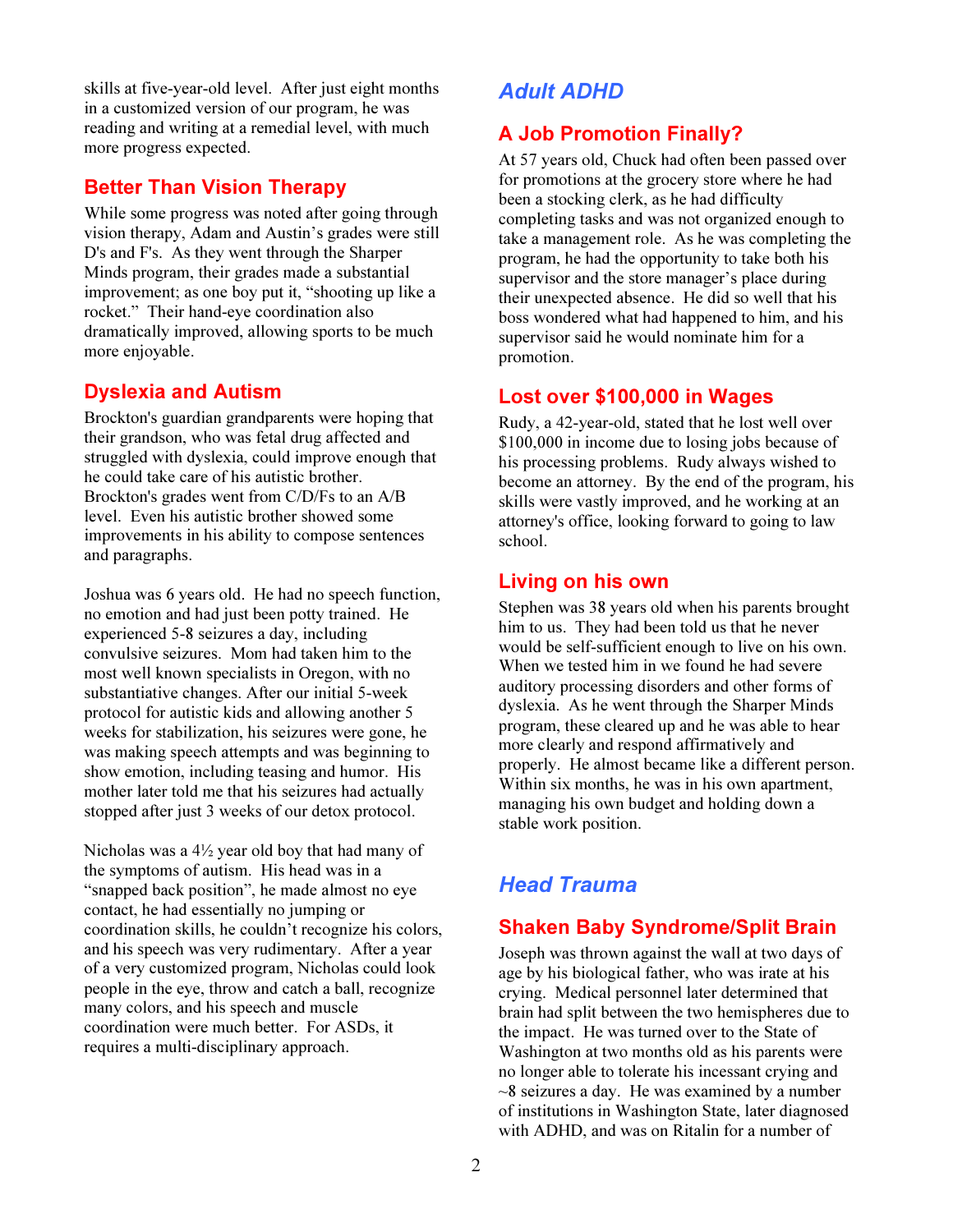skills at five-year-old level. After just eight months in a customized version of our program, he was reading and writing at a remedial level, with much more progress expected.

## Better Than Vision Therapy

While some progress was noted after going through vision therapy, Adam and Austin's grades were still D's and F's. As they went through the Sharper Minds program, their grades made a substantial improvement; as one boy put it, "shooting up like a rocket." Their hand-eye coordination also dramatically improved, allowing sports to be much more enjoyable.

## Dyslexia and Autism

Brockton's guardian grandparents were hoping that their grandson, who was fetal drug affected and struggled with dyslexia, could improve enough that he could take care of his autistic brother. Brockton's grades went from C/D/Fs to an A/B level. Even his autistic brother showed some improvements in his ability to compose sentences and paragraphs.

Joshua was 6 years old. He had no speech function, no emotion and had just been potty trained. He experienced 5-8 seizures a day, including convulsive seizures. Mom had taken him to the most well known specialists in Oregon, with no substantiative changes. After our initial 5-week protocol for autistic kids and allowing another 5 weeks for stabilization, his seizures were gone, he was making speech attempts and was beginning to show emotion, including teasing and humor. His mother later told me that his seizures had actually stopped after just 3 weeks of our detox protocol.

Nicholas was a 4½ year old boy that had many of the symptoms of autism. His head was in a "snapped back position", he made almost no eye contact, he had essentially no jumping or coordination skills, he couldn't recognize his colors, and his speech was very rudimentary. After a year of a very customized program, Nicholas could look people in the eye, throw and catch a ball, recognize many colors, and his speech and muscle coordination were much better. For ASDs, it requires a multi-disciplinary approach.

# *Adult ADHD*

## A Job Promotion Finally?

At 57 years old, Chuck had often been passed over for promotions at the grocery store where he had been a stocking clerk, as he had difficulty completing tasks and was not organized enough to take a management role. As he was completing the program, he had the opportunity to take both his supervisor and the store manager's place during their unexpected absence. He did so well that his boss wondered what had happened to him, and his supervisor said he would nominate him for a promotion.

## Lost over $100,000 in Wages

Rudy, a 42-year-old, stated that he lost well over $100,000 in income due to losing jobs because of his processing problems. Rudy always wished to become an attorney. By the end of the program, his skills were vastly improved, and he working at an attorney's office, looking forward to going to law school.

## Living on his own

Stephen was 38 years old when his parents brought him to us. They had been told us that he never would be self-sufficient enough to live on his own. When we tested him in we found he had severe auditory processing disorders and other forms of dyslexia. As he went through the Sharper Minds program, these cleared up and he was able to hear more clearly and respond affirmatively and properly. He almost became like a different person. Within six months, he was in his own apartment, managing his own budget and holding down a stable work position.

# *Head Trauma*

## Shaken Baby Syndrome/Split Brain

Joseph was thrown against the wall at two days of age by his biological father, who was irate at his crying. Medical personnel later determined that brain had split between the two hemispheres due to the impact. He was turned over to the State of Washington at two months old as his parents were no longer able to tolerate his incessant crying and ~8 seizures a day. He was examined by a number of institutions in Washington State, later diagnosed with ADHD, and was on Ritalin for a number of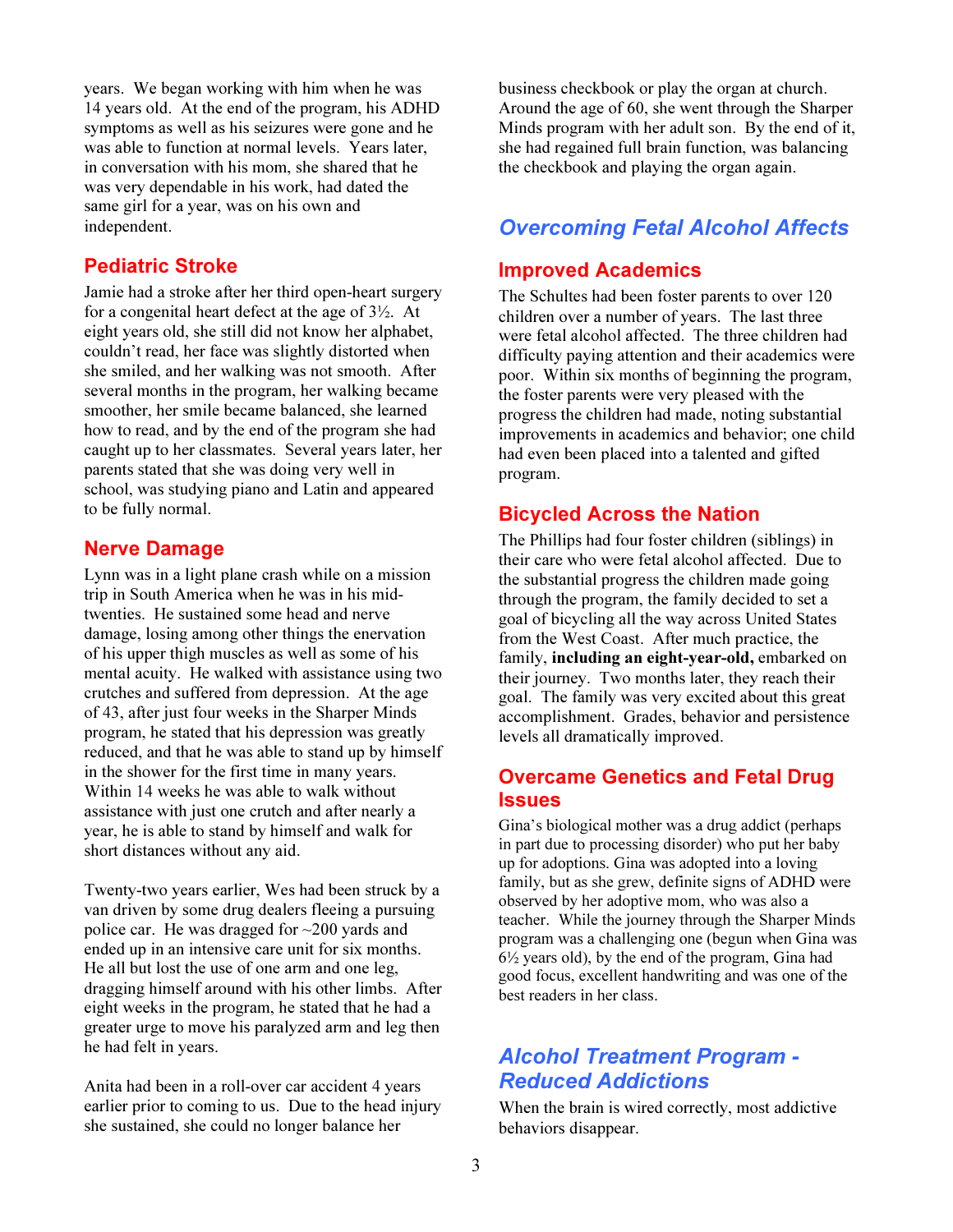years. We began working with him when he was 14 years old. At the end of the program, his ADHD symptoms as well as his seizures were gone and he was able to function at normal levels. Years later, in conversation with his mom, she shared that he was very dependable in his work, had dated the same girl for a year, was on his own and independent.

### Pediatric Stroke

Jamie had a stroke after her third open-heart surgery for a congenital heart defect at the age of 3½. At eight years old, she still did not know her alphabet, couldn't read, her face was slightly distorted when she smiled, and her walking was not smooth. After several months in the program, her walking became smoother, her smile became balanced, she learned how to read, and by the end of the program she had caught up to her classmates. Several years later, her parents stated that she was doing very well in school, was studying piano and Latin and appeared to be fully normal.

### Nerve Damage

Lynn was in a light plane crash while on a mission trip in South America when he was in his mid-twenties. He sustained some head and nerve damage, losing among other things the enervation of his upper thigh muscles as well as some of his mental acuity. He walked with assistance using two crutches and suffered from depression. At the age of 43, after just four weeks in the Sharper Minds program, he stated that his depression was greatly reduced, and that he was able to stand up by himself in the shower for the first time in many years. Within 14 weeks he was able to walk without assistance with just one crutch and after nearly a year, he is able to stand by himself and walk for short distances without any aid.

Twenty-two years earlier, Wes had been struck by a van driven by some drug dealers fleeing a pursuing police car. He was dragged for ~200 yards and ended up in an intensive care unit for six months. He all but lost the use of one arm and one leg, dragging himself around with his other limbs. After eight weeks in the program, he stated that he had a greater urge to move his paralyzed arm and leg then he had felt in years.

Anita had been in a roll-over car accident 4 years earlier prior to coming to us. Due to the head injury she sustained, she could no longer balance her business checkbook or play the organ at church. Around the age of 60, she went through the Sharper Minds program with her adult son. By the end of it, she had regained full brain function, was balancing the checkbook and playing the organ again.

## *Overcoming Fetal Alcohol Affects*

### Improved Academics

The Schultes had been foster parents to over 120 children over a number of years. The last three were fetal alcohol affected. The three children had difficulty paying attention and their academics were poor. Within six months of beginning the program, the foster parents were very pleased with the progress the children had made, noting substantial improvements in academics and behavior; one child had even been placed into a talented and gifted program.

### Bicycled Across the Nation

The Phillips had four foster children (siblings) in their care who were fetal alcohol affected. Due to the substantial progress the children made going through the program, the family decided to set a goal of bicycling all the way across United States from the West Coast. After much practice, the family, **including an eight-year-old,** embarked on their journey. Two months later, they reach their goal. The family was very excited about this great accomplishment. Grades, behavior and persistence levels all dramatically improved.

### Overcame Genetics and Fetal Drug Issues

Gina's biological mother was a drug addict (perhaps in part due to processing disorder) who put her baby up for adoptions. Gina was adopted into a loving family, but as she grew, definite signs of ADHD were observed by her adoptive mom, who was also a teacher. While the journey through the Sharper Minds program was a challenging one (begun when Gina was 6½ years old), by the end of the program, Gina had good focus, excellent handwriting and was one of the best readers in her class.

## *Alcohol Treatment Program - Reduced Addictions*

When the brain is wired correctly, most addictive behaviors disappear.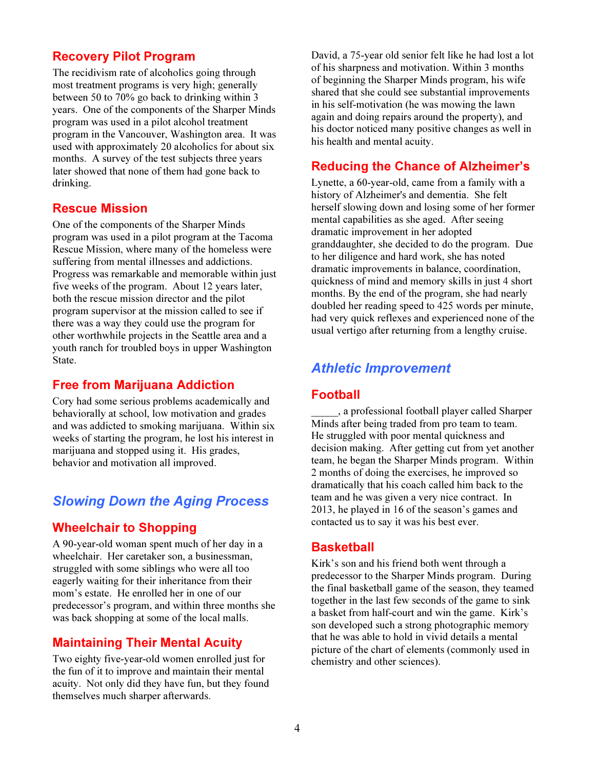## Recovery Pilot Program

The recidivism rate of alcoholics going through most treatment programs is very high; generally between 50 to 70% go back to drinking within 3 years. One of the components of the Sharper Minds program was used in a pilot alcohol treatment program in the Vancouver, Washington area. It was used with approximately 20 alcoholics for about six months. A survey of the test subjects three years later showed that none of them had gone back to drinking.

## Rescue Mission

One of the components of the Sharper Minds program was used in a pilot program at the Tacoma Rescue Mission, where many of the homeless were suffering from mental illnesses and addictions. Progress was remarkable and memorable within just five weeks of the program. About 12 years later, both the rescue mission director and the pilot program supervisor at the mission called to see if there was a way they could use the program for other worthwhile projects in the Seattle area and a youth ranch for troubled boys in upper Washington State.

## Free from Marijuana Addiction

Cory had some serious problems academically and behaviorally at school, low motivation and grades and was addicted to smoking marijuana. Within six weeks of starting the program, he lost his interest in marijuana and stopped using it. His grades, behavior and motivation all improved.

# *Slowing Down the Aging Process*

## Wheelchair to Shopping

A 90-year-old woman spent much of her day in a wheelchair. Her caretaker son, a businessman, struggled with some siblings who were all too eagerly waiting for their inheritance from their mom's estate. He enrolled her in one of our predecessor's program, and within three months she was back shopping at some of the local malls.

## Maintaining Their Mental Acuity

Two eighty five-year-old women enrolled just for the fun of it to improve and maintain their mental acuity. Not only did they have fun, but they found themselves much sharper afterwards.

David, a 75-year old senior felt like he had lost a lot of his sharpness and motivation. Within 3 months of beginning the Sharper Minds program, his wife shared that she could see substantial improvements in his self-motivation (he was mowing the lawn again and doing repairs around the property), and his doctor noticed many positive changes as well in his health and mental acuity.

## Reducing the Chance of Alzheimer's

Lynette, a 60-year-old, came from a family with a history of Alzheimer's and dementia. She felt herself slowing down and losing some of her former mental capabilities as she aged. After seeing dramatic improvement in her adopted granddaughter, she decided to do the program. Due to her diligence and hard work, she has noted dramatic improvements in balance, coordination, quickness of mind and memory skills in just 4 short months. By the end of the program, she had nearly doubled her reading speed to 425 words per minute, had very quick reflexes and experienced none of the usual vertigo after returning from a lengthy cruise.

# *Athletic Improvement*

## Football

_____, a professional football player called Sharper Minds after being traded from pro team to team. He struggled with poor mental quickness and decision making. After getting cut from yet another team, he began the Sharper Minds program. Within 2 months of doing the exercises, he improved so dramatically that his coach called him back to the team and he was given a very nice contract. In 2013, he played in 16 of the season's games and contacted us to say it was his best ever.

## Basketball

Kirk's son and his friend both went through a predecessor to the Sharper Minds program. During the final basketball game of the season, they teamed together in the last few seconds of the game to sink a basket from half-court and win the game. Kirk's son developed such a strong photographic memory that he was able to hold in vivid details a mental picture of the chart of elements (commonly used in chemistry and other sciences).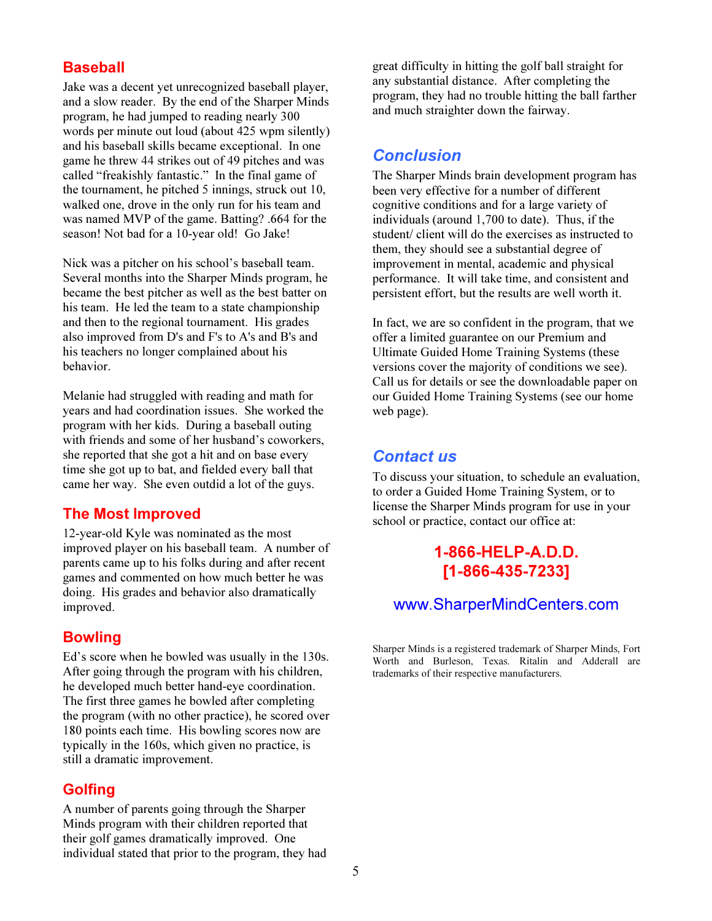## Baseball

Jake was a decent yet unrecognized baseball player, and a slow reader. By the end of the Sharper Minds program, he had jumped to reading nearly 300 words per minute out loud (about 425 wpm silently) and his baseball skills became exceptional. In one game he threw 44 strikes out of 49 pitches and was called "freakishly fantastic." In the final game of the tournament, he pitched 5 innings, struck out 10, walked one, drove in the only run for his team and was named MVP of the game. Batting? .664 for the season! Not bad for a 10-year old! Go Jake!

Nick was a pitcher on his school's baseball team. Several months into the Sharper Minds program, he became the best pitcher as well as the best batter on his team. He led the team to a state championship and then to the regional tournament. His grades also improved from D's and F's to A's and B's and his teachers no longer complained about his behavior.

Melanie had struggled with reading and math for years and had coordination issues. She worked the program with her kids. During a baseball outing with friends and some of her husband's coworkers, she reported that she got a hit and on base every time she got up to bat, and fielded every ball that came her way. She even outdid a lot of the guys.

## The Most Improved

12-year-old Kyle was nominated as the most improved player on his baseball team. A number of parents came up to his folks during and after recent games and commented on how much better he was doing. His grades and behavior also dramatically improved.

## Bowling

Ed's score when he bowled was usually in the 130s. After going through the program with his children, he developed much better hand-eye coordination. The first three games he bowled after completing the program (with no other practice), he scored over 180 points each time. His bowling scores now are typically in the 160s, which given no practice, is still a dramatic improvement.

## Golfing

A number of parents going through the Sharper Minds program with their children reported that their golf games dramatically improved. One individual stated that prior to the program, they had great difficulty in hitting the golf ball straight for any substantial distance. After completing the program, they had no trouble hitting the ball farther and much straighter down the fairway.

## *Conclusion*

The Sharper Minds brain development program has been very effective for a number of different cognitive conditions and for a large variety of individuals (around 1,700 to date). Thus, if the student/ client will do the exercises as instructed to them, they should see a substantial degree of improvement in mental, academic and physical performance. It will take time, and consistent and persistent effort, but the results are well worth it.

In fact, we are so confident in the program, that we offer a limited guarantee on our Premium and Ultimate Guided Home Training Systems (these versions cover the majority of conditions we see). Call us for details or see the downloadable paper on our Guided Home Training Systems (see our home web page).

## *Contact us*

To discuss your situation, to schedule an evaluation, to order a Guided Home Training System, or to license the Sharper Minds program for use in your school or practice, contact our office at:

**1-866-HELP-A.D.D.**
**[1-866-435-7233]**

www.SharperMindCenters.com

Sharper Minds is a registered trademark of Sharper Minds, Fort Worth and Burleson, Texas. Ritalin and Adderall are trademarks of their respective manufacturers.